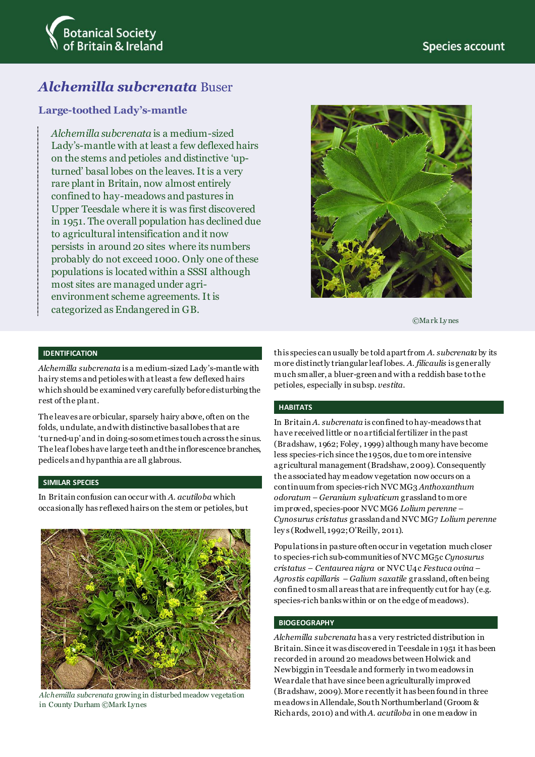# *Alchemilla subcrenata* Buser

## Large-toothed Lady's-mantle

*Alchemilla subcrenata* is a medium-sized Lady's-mantle with at least a few deflexed hairs on the stems and petioles and distinctive 'up-turned' basal lobes on the leaves. It is a very rare plant in Britain, now almost entirely confined to hay-meadows and pastures in Upper Teesdale where it is was first discovered in 1951. The overall population has declined due to agricultural intensification and it now persists in around 20 sites where its numbers probably do not exceed 1000. Only one of these populations is located within a SSSI although most sites are managed under agri-environment scheme agreements. It is categorized as Endangered in GB.

©Mark Lynes

### IDENTIFICATION

*Alchemilla subcrenata* is a medium-sized Lady's-mantle with hairy stems and petioles with at least a few deflexed hairs which should be examined very carefully before disturbing the rest of the plant.

The leaves are orbicular, sparsely hairy above, often on the folds, undulate, and with distinctive basal lobes that are 'turned-up' and in doing-so sometimes touch across the sinus. The leaf lobes have large teeth and the inflorescence branches, pedicels and hypanthia are all glabrous.

### SIMILAR SPECIES

In Britain confusion can occur with *A. acutiloba* which occasionally has reflexed hairs on the stem or petioles, but this species can usually be told apart from *A. subcrenata* by its more distinctly triangular leaf lobes. *A. filicaulis* is generally much smaller, a bluer-green and with a reddish base to the petioles, especially in subsp. *vestita*.

*Alchemilla subcrenata* growing in disturbed meadow vegetation in County Durham ©Mark Lynes

### HABITATS

In Britain *A. subcrenata* is confined to hay-meadows that have received little or no artificial fertilizer in the past (Bradshaw, 1962; Foley, 1999) although many have become less species-rich since the 1950s, due to more intensive agricultural management (Bradshaw, 2009). Consequently the associated hay meadow vegetation now occurs on a continuum from species-rich NVC MG3 *Anthoxanthum odoratum – Geranium sylvaticum* grassland to more improved, species-poor NVC MG6 *Lolium perenne – Cynosurus cristatus* grassland and NVC MG7 *Lolium perenne* leys (Rodwell, 1992; O'Reilly, 2011).

Populations in pasture often occur in vegetation much closer to species-rich sub-communities of NVC MG5c *Cynosurus cristatus – Centaurea nigra* or NVC U4c *Festuca ovina – Agrostis capillaris – Galium saxatile* grassland, often being confined to small areas that are infrequently cut for hay (e.g. species-rich banks within or on the edge of meadows).

### BIOGEOGRAPHY

*Alchemilla subcrenata* has a very restricted distribution in Britain. Since it was discovered in Teesdale in 1951 it has been recorded in around 20 meadows between Holwick and Newbiggin in Teesdale and formerly in two meadows in Weardale that have since been agriculturally improved (Bradshaw, 2009). More recently it has been found in three meadows in Allendale, South Northumberland (Groom & Richards, 2010) and with *A. acutiloba* in one meadow in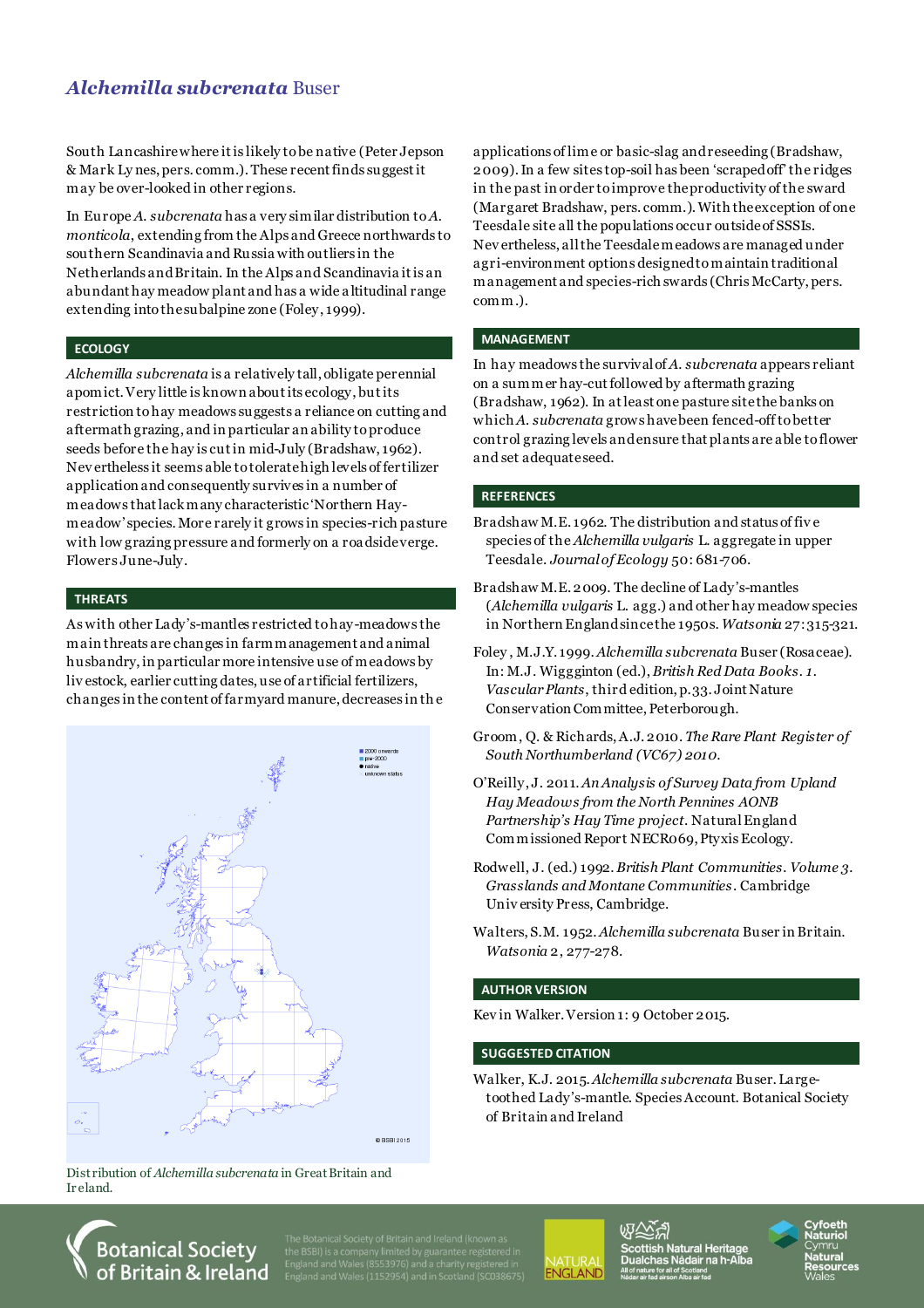South Lancashire where it is likely to be native (Peter Jepson & Mark Lynes, pers. comm.). These recent finds suggest it may be over-looked in other regions.

In Europe *A. subcrenata* has a very similar distribution to *A. monticola*, extending from the Alps and Greece northwards to southern Scandinavia and Russia with outliers in the Netherlands and Britain. In the Alps and Scandinavia it is an abundant hay meadow plant and has a wide altitudinal range extending into the subalpine zone (Foley, 1999).

## ECOLOGY

*Alchemilla subcrenata* is a relatively tall, obligate perennial apomict. Very little is known about its ecology, but its restriction to hay meadows suggests a reliance on cutting and aftermath grazing, and in particular an ability to produce seeds before the hay is cut in mid-July (Bradshaw, 1962). Nevertheless it seems able to tolerate high levels of fertilizer application and consequently survives in a number of meadows that lack many characteristic 'Northern Hay-meadow' species. More rarely it grows in species-rich pasture with low grazing pressure and formerly on a roadside verge. Flowers June-July.

## THREATS

As with other Lady's-mantles restricted to hay-meadows the main threats are changes in farm management and animal husbandry, in particular more intensive use of meadows by livestock, earlier cutting dates, use of artificial fertilizers, changes in the content of farmyard manure, decreases in the applications of lime or basic-slag and reseeding (Bradshaw, 2009). In a few sites top-soil has been 'scraped off' the ridges in the past in order to improve the productivity of the sward (Margaret Bradshaw, pers. comm.). With the exception of one Teesdale site all the populations occur outside of SSSIs. Nevertheless, all the Teesdale meadows are managed under agri-environment options designed to maintain traditional management and species-rich swards (Chris McCarty, pers. comm.).

2000 onwards
pre-2000
native
unknown status
© BSBI 2015

Distribution of *Alchemilla subcrenata* in Great Britain and Ireland.

## MANAGEMENT

In hay meadows the survival of *A. subcrenata* appears reliant on a summer hay-cut followed by aftermath grazing (Bradshaw, 1962). In at least one pasture site the banks on which *A. subcrenata* grows have been fenced-off to better control grazing levels and ensure that plants are able to flower and set adequate seed.

## REFERENCES

Bradshaw M.E. 1962. The distribution and status of five species of the *Alchemilla vulgaris* L. aggregate in upper Teesdale. *Journal of Ecology* 50: 681-706.

Bradshaw M.E. 2009. The decline of Lady's-mantles (*Alchemilla vulgaris* L. agg.) and other hay meadow species in Northern England since the 1950s. *Watsonia* 27: 315-321.

Foley, M.J.Y. 1999. *Alchemilla subcrenata* Buser (Rosaceae). In: M.J. Wiggginton (ed.), *British Red Data Books. 1. Vascular Plants*, third edition, p.33. Joint Nature Conservation Committee, Peterborough.

Groom, Q. & Richards, A.J. 2010. *The Rare Plant Register of South Northumberland (VC67) 2010.*

O'Reilly, J. 2011. *An Analysis of Survey Data from Upland Hay Meadows from the North Pennines AONB Partnership's Hay Time project.* Natural England Commissioned Report NECR069, Ptyxis Ecology.

Rodwell, J. (ed.) 1992. *British Plant Communities. Volume 3. Grasslands and Montane Communities*. Cambridge University Press, Cambridge.

Walters, S.M. 1952. *Alchemilla subcrenata* Buser in Britain. *Watsonia* 2, 277-278.

## AUTHOR VERSION

Kevin Walker. Version 1: 9 October 2015.

## SUGGESTED CITATION

Walker, K.J. 2015. *Alchemilla subcrenata* Buser. Large-toothed Lady's-mantle. Species Account. Botanical Society of Britain and Ireland

Botanical Society of Britain & Ireland

The Botanical Society of Britain and Ireland (known as the BSBI) is a company limited by guarantee registered in England and Wales (8553976) and a charity registered in England and Wales (1152954) and in Scotland (SC038675)